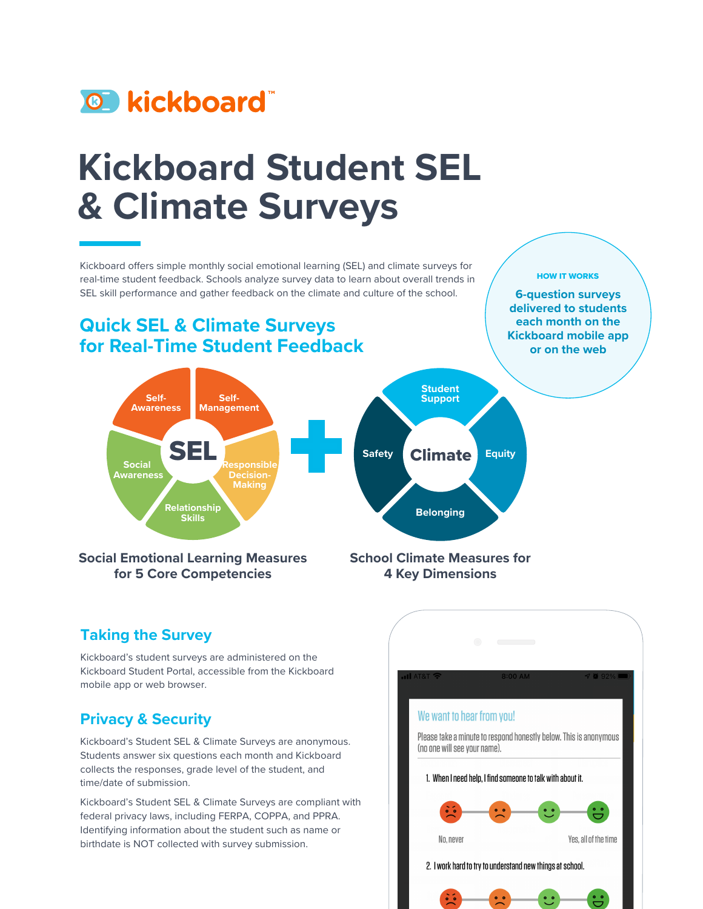kickboard™

# Kickboard Student SEL & Climate Surveys

Kickboard offers simple monthly social emotional learning (SEL) and climate surveys for real-time student feedback. Schools analyze survey data to learn about overall trends in SEL skill performance and gather feedback on the climate and culture of the school.

**HOW IT WORKS**

**6-question surveys delivered to students each month on the Kickboard mobile app or on the web**

## Quick SEL & Climate Surveys for Real-Time Student Feedback

SEL: Self-Awareness, Self-Management, Responsible Decision-Making, Relationship Skills, Social Awareness

Climate: Student Support, Equity, Belonging, Safety

**Social Emotional Learning Measures for 5 Core Competencies**

**School Climate Measures for 4 Key Dimensions**

## Taking the Survey

Kickboard's student surveys are administered on the Kickboard Student Portal, accessible from the Kickboard mobile app or web browser.

## Privacy & Security

Kickboard's Student SEL & Climate Surveys are anonymous. Students answer six questions each month and Kickboard collects the responses, grade level of the student, and time/date of submission.

Kickboard's Student SEL & Climate Surveys are compliant with federal privacy laws, including FERPA, COPPA, and PPRA. Identifying information about the student such as name or birthdate is NOT collected with survey submission.

We want to hear from you!

Please take a minute to respond honestly below. This is anonymous (no one will see your name).

1. When I need help, I find someone to talk with about it.

No, never — Yes, all of the time

2. I work hard to try to understand new things at school.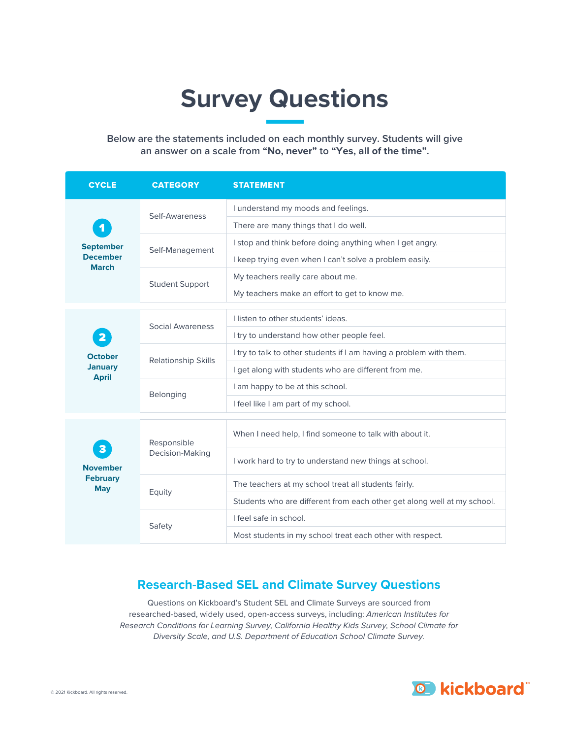# Survey Questions

**Below are the statements included on each monthly survey. Students will give an answer on a scale from "No, never" to "Yes, all of the time".**

| CYCLE | CATEGORY | STATEMENT |
|---|---|---|
| **1** **September December March** | Self-Awareness | I understand my moods and feelings. |
| | | There are many things that I do well. |
| | Self-Management | I stop and think before doing anything when I get angry. |
| | | I keep trying even when I can't solve a problem easily. |
| | Student Support | My teachers really care about me. |
| | | My teachers make an effort to get to know me. |
| **2** **October January April** | Social Awareness | I listen to other students' ideas. |
| | | I try to understand how other people feel. |
| | Relationship Skills | I try to talk to other students if I am having a problem with them. |
| | | I get along with students who are different from me. |
| | Belonging | I am happy to be at this school. |
| | | I feel like I am part of my school. |
| **3** **November February May** | Responsible Decision-Making | When I need help, I find someone to talk with about it. |
| | | I work hard to try to understand new things at school. |
| | Equity | The teachers at my school treat all students fairly. |
| | | Students who are different from each other get along well at my school. |
| | Safety | I feel safe in school. |
| | | Most students in my school treat each other with respect. |

## Research-Based SEL and Climate Survey Questions

Questions on Kickboard's Student SEL and Climate Surveys are sourced from researched-based, widely used, open-access surveys, including: *American Institutes for Research Conditions for Learning Survey, California Healthy Kids Survey, School Climate for Diversity Scale, and U.S. Department of Education School Climate Survey.*

© 2021 Kickboard. All rights reserved.

kickboard™